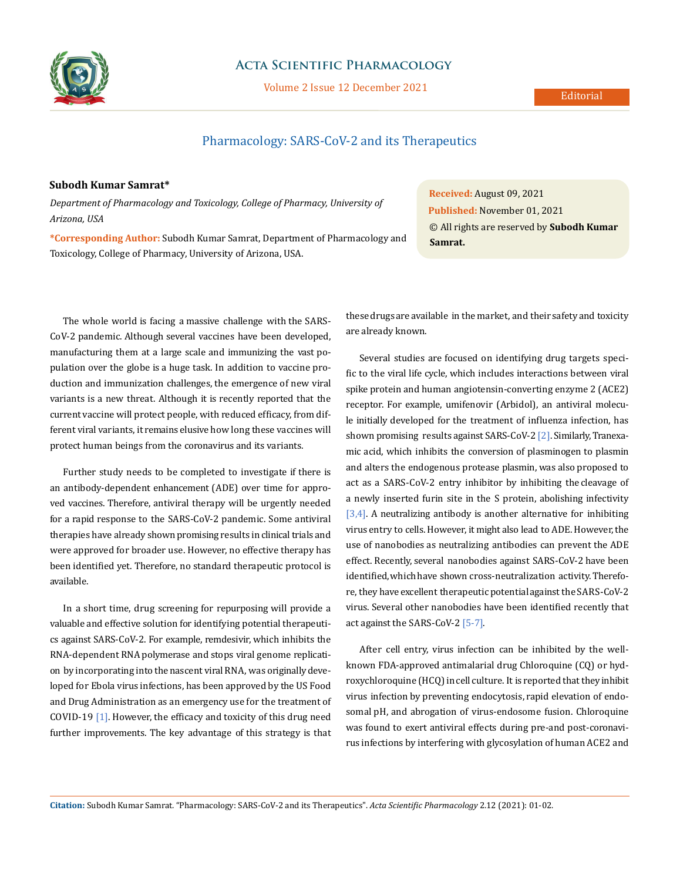Editorial

# Pharmacology: SARS-CoV-2 and its Therapeutics

**Subodh Kumar Samrat***

*Department of Pharmacology and Toxicology, College of Pharmacy, University of Arizona, USA*

***Corresponding Author:** Subodh Kumar Samrat, Department of Pharmacology and Toxicology, College of Pharmacy, University of Arizona, USA.

**Received:** August 09, 2021
**Published:** November 01, 2021
© All rights are reserved by **Subodh Kumar Samrat.**

The whole world is facing a massive challenge with the SARS-CoV-2 pandemic. Although several vaccines have been developed, manufacturing them at a large scale and immunizing the vast population over the globe is a huge task. In addition to vaccine production and immunization challenges, the emergence of new viral variants is a new threat. Although it is recently reported that the current vaccine will protect people, with reduced efficacy, from different viral variants, it remains elusive how long these vaccines will protect human beings from the coronavirus and its variants.

Further study needs to be completed to investigate if there is an antibody-dependent enhancement (ADE) over time for approved vaccines. Therefore, antiviral therapy will be urgently needed for a rapid response to the SARS-CoV-2 pandemic. Some antiviral therapies have already shown promising results in clinical trials and were approved for broader use. However, no effective therapy has been identified yet. Therefore, no standard therapeutic protocol is available.

In a short time, drug screening for repurposing will provide a valuable and effective solution for identifying potential therapeutics against SARS-CoV-2. For example, remdesivir, which inhibits the RNA-dependent RNA polymerase and stops viral genome replication by incorporating into the nascent viral RNA, was originally developed for Ebola virus infections, has been approved by the US Food and Drug Administration as an emergency use for the treatment of COVID-19 [1]. However, the efficacy and toxicity of this drug need further improvements. The key advantage of this strategy is that these drugs are available in the market, and their safety and toxicity are already known.

Several studies are focused on identifying drug targets specific to the viral life cycle, which includes interactions between viral spike protein and human angiotensin-converting enzyme 2 (ACE2) receptor. For example, umifenovir (Arbidol), an antiviral molecule initially developed for the treatment of influenza infection, has shown promising results against SARS-CoV-2 [2]. Similarly, Tranexamic acid, which inhibits the conversion of plasminogen to plasmin and alters the endogenous protease plasmin, was also proposed to act as a SARS-CoV-2 entry inhibitor by inhibiting the cleavage of a newly inserted furin site in the S protein, abolishing infectivity [3,4]. A neutralizing antibody is another alternative for inhibiting virus entry to cells. However, it might also lead to ADE. However, the use of nanobodies as neutralizing antibodies can prevent the ADE effect. Recently, several nanobodies against SARS-CoV-2 have been identified, which have shown cross-neutralization activity. Therefore, they have excellent therapeutic potential against the SARS-CoV-2 virus. Several other nanobodies have been identified recently that act against the SARS-CoV-2 [5-7].

After cell entry, virus infection can be inhibited by the well-known FDA-approved antimalarial drug Chloroquine (CQ) or hydroxychloroquine (HCQ) in cell culture. It is reported that they inhibit virus infection by preventing endocytosis, rapid elevation of endosomal pH, and abrogation of virus-endosome fusion. Chloroquine was found to exert antiviral effects during pre-and post-coronavirus infections by interfering with glycosylation of human ACE2 and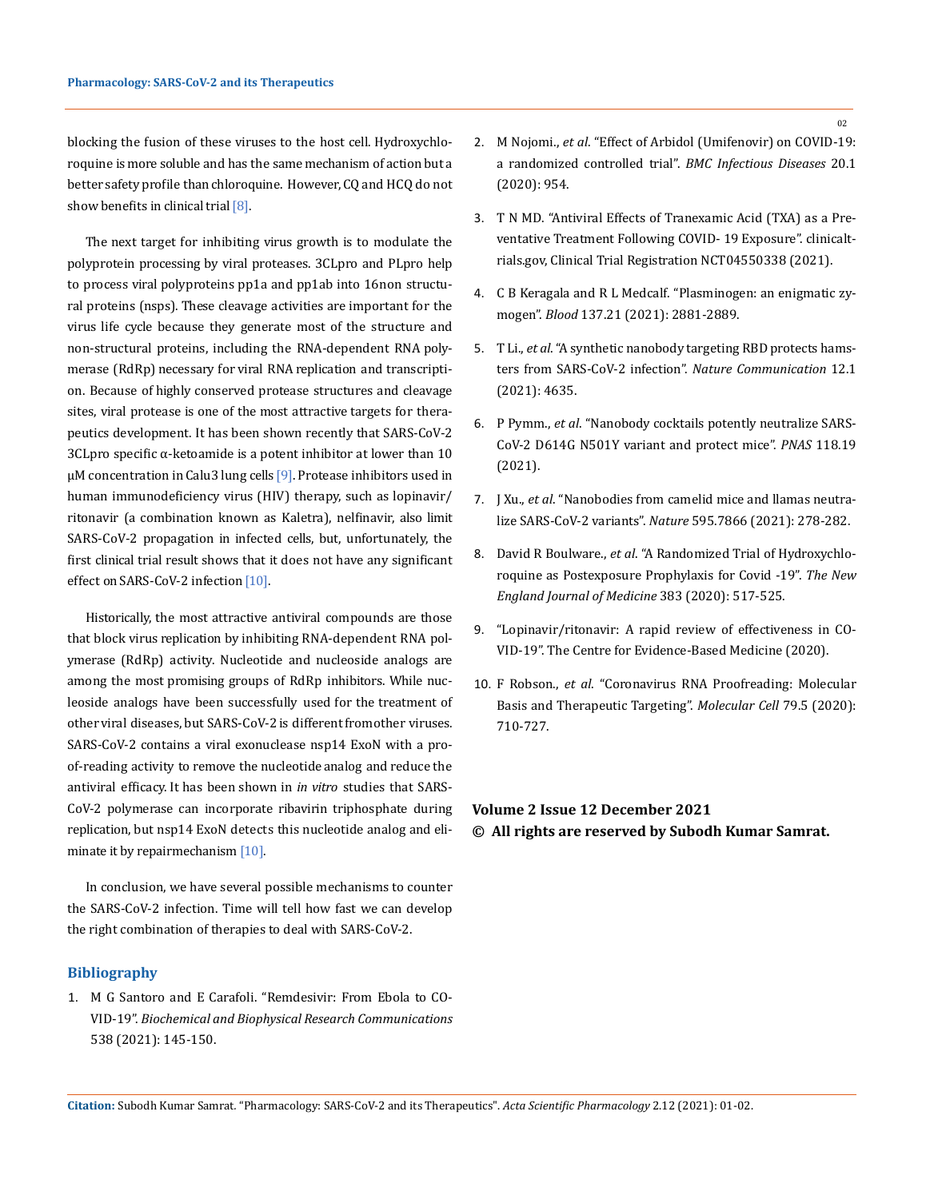blocking the fusion of these viruses to the host cell. Hydroxychloroquine is more soluble and has the same mechanism of action but a better safety profile than chloroquine. However, CQ and HCQ do not show benefits in clinical trial [8].

The next target for inhibiting virus growth is to modulate the polyprotein processing by viral proteases. 3CLpro and PLpro help to process viral polyproteins pp1a and pp1ab into 16non structural proteins (nsps). These cleavage activities are important for the virus life cycle because they generate most of the structure and non-structural proteins, including the RNA-dependent RNA polymerase (RdRp) necessary for viral RNA replication and transcription. Because of highly conserved protease structures and cleavage sites, viral protease is one of the most attractive targets for therapeutics development. It has been shown recently that SARS-CoV-2 3CLpro specific α-ketoamide is a potent inhibitor at lower than 10 μM concentration in Calu3 lung cells [9]. Protease inhibitors used in human immunodeficiency virus (HIV) therapy, such as lopinavir/ritonavir (a combination known as Kaletra), nelfinavir, also limit SARS-CoV-2 propagation in infected cells, but, unfortunately, the first clinical trial result shows that it does not have any significant effect on SARS-CoV-2 infection [10].

Historically, the most attractive antiviral compounds are those that block virus replication by inhibiting RNA-dependent RNA polymerase (RdRp) activity. Nucleotide and nucleoside analogs are among the most promising groups of RdRp inhibitors. While nucleoside analogs have been successfully used for the treatment of other viral diseases, but SARS-CoV-2 is different fromother viruses. SARS-CoV-2 contains a viral exonuclease nsp14 ExoN with a proof-reading activity to remove the nucleotide analog and reduce the antiviral efficacy. It has been shown in *in vitro* studies that SARS-CoV-2 polymerase can incorporate ribavirin triphosphate during replication, but nsp14 ExoN detects this nucleotide analog and eliminate it by repairmechanism [10].

In conclusion, we have several possible mechanisms to counter the SARS-CoV-2 infection. Time will tell how fast we can develop the right combination of therapies to deal with SARS-CoV-2.

## Bibliography

1. M G Santoro and E Carafoli. "Remdesivir: From Ebola to COVID-19". *Biochemical and Biophysical Research Communications* 538 (2021): 145-150.
2. M Nojomi., *et al*. "Effect of Arbidol (Umifenovir) on COVID-19: a randomized controlled trial". *BMC Infectious Diseases* 20.1 (2020): 954.
3. T N MD. "Antiviral Effects of Tranexamic Acid (TXA) as a Preventative Treatment Following COVID- 19 Exposure". clinicaltrials.gov, Clinical Trial Registration NCT04550338 (2021).
4. C B Keragala and R L Medcalf. "Plasminogen: an enigmatic zymogen". *Blood* 137.21 (2021): 2881-2889.
5. T Li., *et al*. "A synthetic nanobody targeting RBD protects hamsters from SARS-CoV-2 infection". *Nature Communication* 12.1 (2021): 4635.
6. P Pymm., *et al*. "Nanobody cocktails potently neutralize SARS-CoV-2 D614G N501Y variant and protect mice". *PNAS* 118.19 (2021).
7. J Xu., *et al*. "Nanobodies from camelid mice and llamas neutralize SARS-CoV-2 variants". *Nature* 595.7866 (2021): 278-282.
8. David R Boulware., *et al*. "A Randomized Trial of Hydroxychloroquine as Postexposure Prophylaxis for Covid -19". *The New England Journal of Medicine* 383 (2020): 517-525.
9. "Lopinavir/ritonavir: A rapid review of effectiveness in COVID-19". The Centre for Evidence-Based Medicine (2020).
10. F Robson., *et al*. "Coronavirus RNA Proofreading: Molecular Basis and Therapeutic Targeting". *Molecular Cell* 79.5 (2020): 710-727.

**Volume 2 Issue 12 December 2021**
**© All rights are reserved by Subodh Kumar Samrat.**